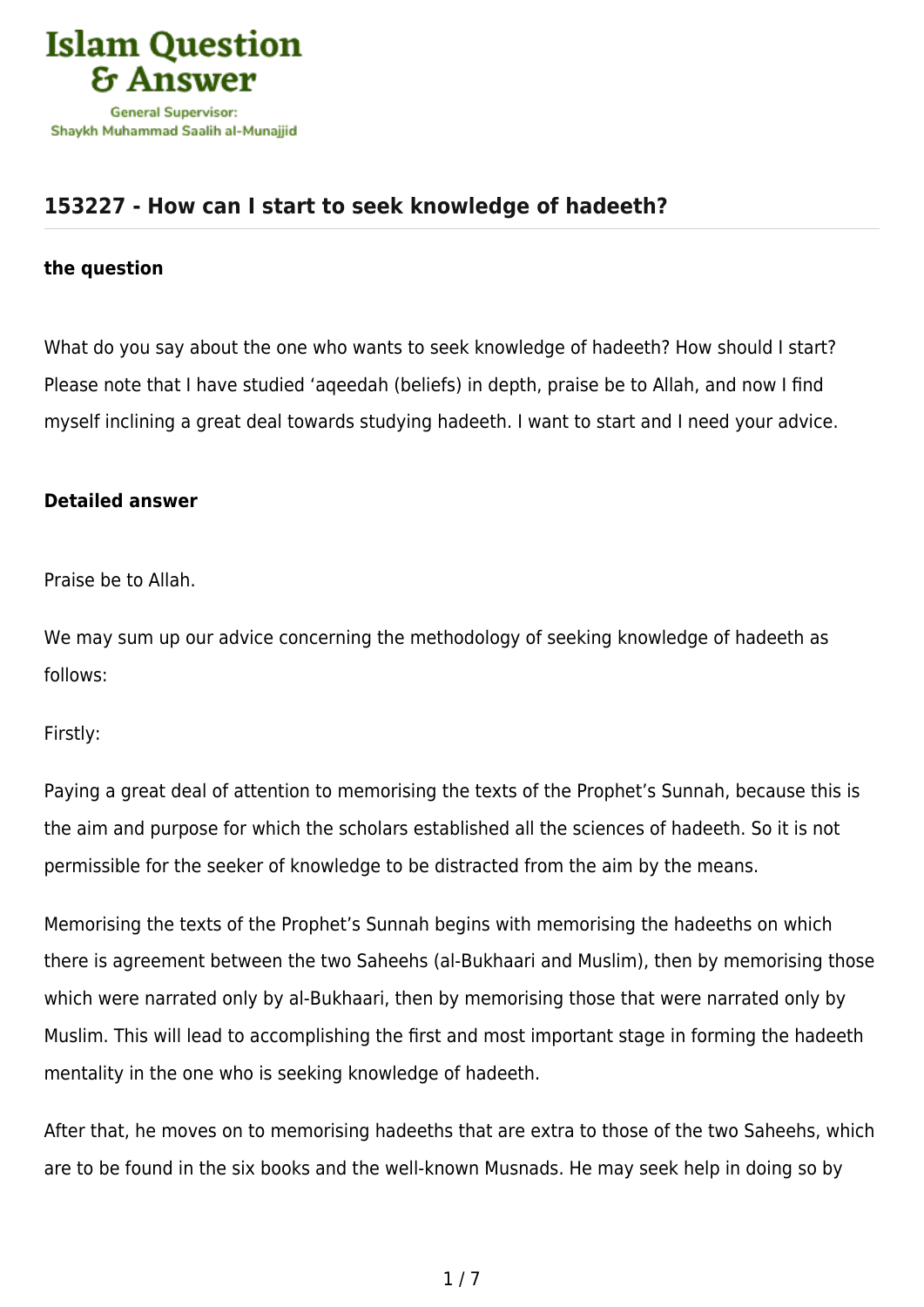Islam Question & Answer

General Supervisor: Shaykh Muhammad Saalih al-Munajjid

## 153227 - How can I start to seek knowledge of hadeeth?

**the question**

What do you say about the one who wants to seek knowledge of hadeeth? How should I start? Please note that I have studied 'aqeedah (beliefs) in depth, praise be to Allah, and now I find myself inclining a great deal towards studying hadeeth. I want to start and I need your advice.

**Detailed answer**

Praise be to Allah.

We may sum up our advice concerning the methodology of seeking knowledge of hadeeth as follows:

Firstly:

Paying a great deal of attention to memorising the texts of the Prophet's Sunnah, because this is the aim and purpose for which the scholars established all the sciences of hadeeth. So it is not permissible for the seeker of knowledge to be distracted from the aim by the means.

Memorising the texts of the Prophet's Sunnah begins with memorising the hadeeths on which there is agreement between the two Saheehs (al-Bukhaari and Muslim), then by memorising those which were narrated only by al-Bukhaari, then by memorising those that were narrated only by Muslim. This will lead to accomplishing the first and most important stage in forming the hadeeth mentality in the one who is seeking knowledge of hadeeth.

After that, he moves on to memorising hadeeths that are extra to those of the two Saheehs, which are to be found in the six books and the well-known Musnads. He may seek help in doing so by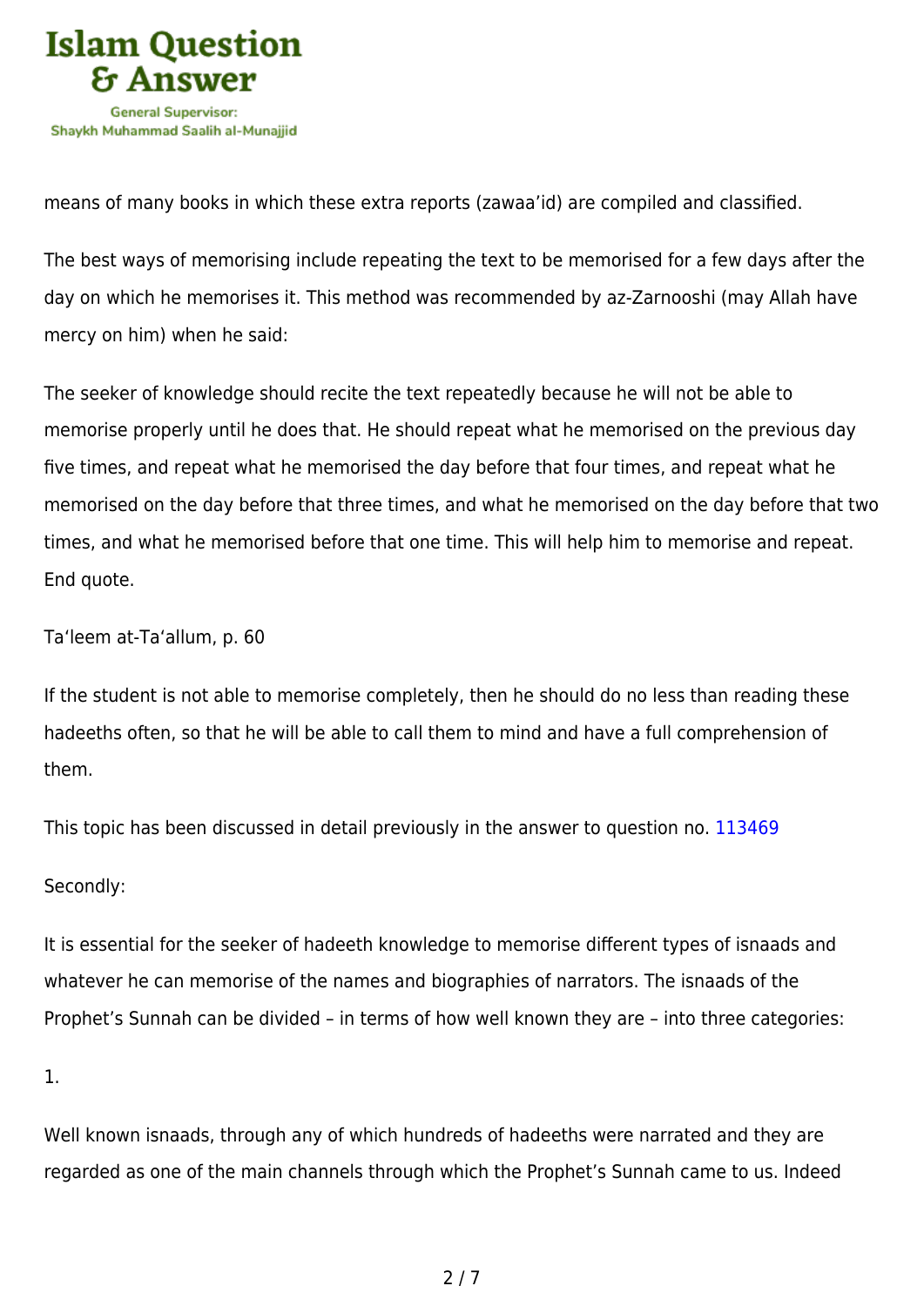means of many books in which these extra reports (zawaa'id) are compiled and classified.

The best ways of memorising include repeating the text to be memorised for a few days after the day on which he memorises it. This method was recommended by az-Zarnooshi (may Allah have mercy on him) when he said:

The seeker of knowledge should recite the text repeatedly because he will not be able to memorise properly until he does that. He should repeat what he memorised on the previous day five times, and repeat what he memorised the day before that four times, and repeat what he memorised on the day before that three times, and what he memorised on the day before that two times, and what he memorised before that one time. This will help him to memorise and repeat. End quote.

Ta'leem at-Ta'allum, p. 60

If the student is not able to memorise completely, then he should do no less than reading these hadeeths often, so that he will be able to call them to mind and have a full comprehension of them.

This topic has been discussed in detail previously in the answer to question no. 113469

Secondly:

It is essential for the seeker of hadeeth knowledge to memorise different types of isnaads and whatever he can memorise of the names and biographies of narrators. The isnaads of the Prophet's Sunnah can be divided – in terms of how well known they are – into three categories:

1.

Well known isnaads, through any of which hundreds of hadeeths were narrated and they are regarded as one of the main channels through which the Prophet's Sunnah came to us. Indeed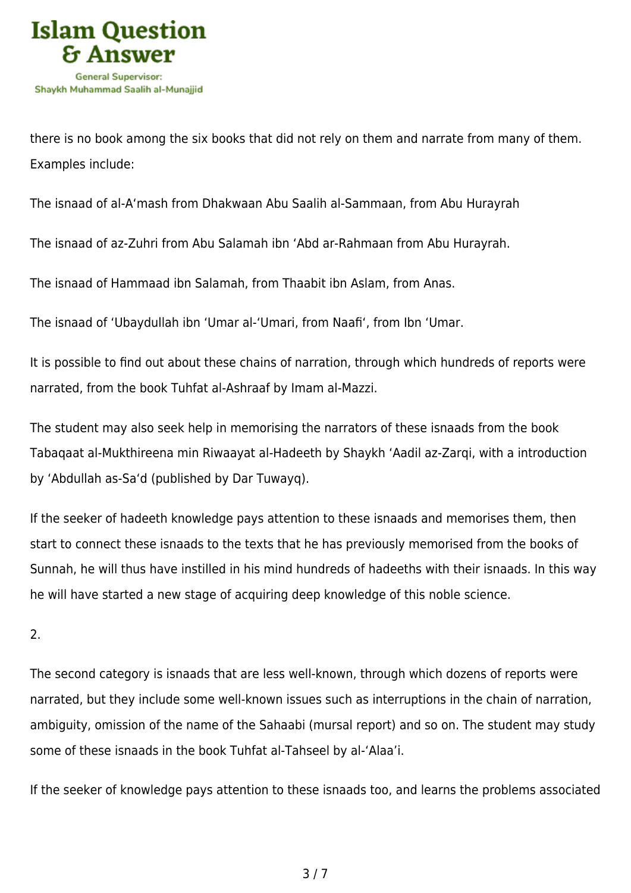there is no book among the six books that did not rely on them and narrate from many of them. Examples include:

The isnaad of al-A‘mash from Dhakwaan Abu Saalih al-Sammaan, from Abu Hurayrah

The isnaad of az-Zuhri from Abu Salamah ibn ‘Abd ar-Rahmaan from Abu Hurayrah.

The isnaad of Hammaad ibn Salamah, from Thaabit ibn Aslam, from Anas.

The isnaad of ‘Ubaydullah ibn ‘Umar al-‘Umari, from Naafi‘, from Ibn ‘Umar.

It is possible to find out about these chains of narration, through which hundreds of reports were narrated, from the book Tuhfat al-Ashraaf by Imam al-Mazzi.

The student may also seek help in memorising the narrators of these isnaads from the book Tabaqaat al-Mukthireena min Riwaayat al-Hadeeth by Shaykh ‘Aadil az-Zarqi, with a introduction by ‘Abdullah as-Sa‘d (published by Dar Tuwayq).

If the seeker of hadeeth knowledge pays attention to these isnaads and memorises them, then start to connect these isnaads to the texts that he has previously memorised from the books of Sunnah, he will thus have instilled in his mind hundreds of hadeeths with their isnaads. In this way he will have started a new stage of acquiring deep knowledge of this noble science.

2.

The second category is isnaads that are less well-known, through which dozens of reports were narrated, but they include some well-known issues such as interruptions in the chain of narration, ambiguity, omission of the name of the Sahaabi (mursal report) and so on. The student may study some of these isnaads in the book Tuhfat al-Tahseel by al-‘Alaa’i.

If the seeker of knowledge pays attention to these isnaads too, and learns the problems associated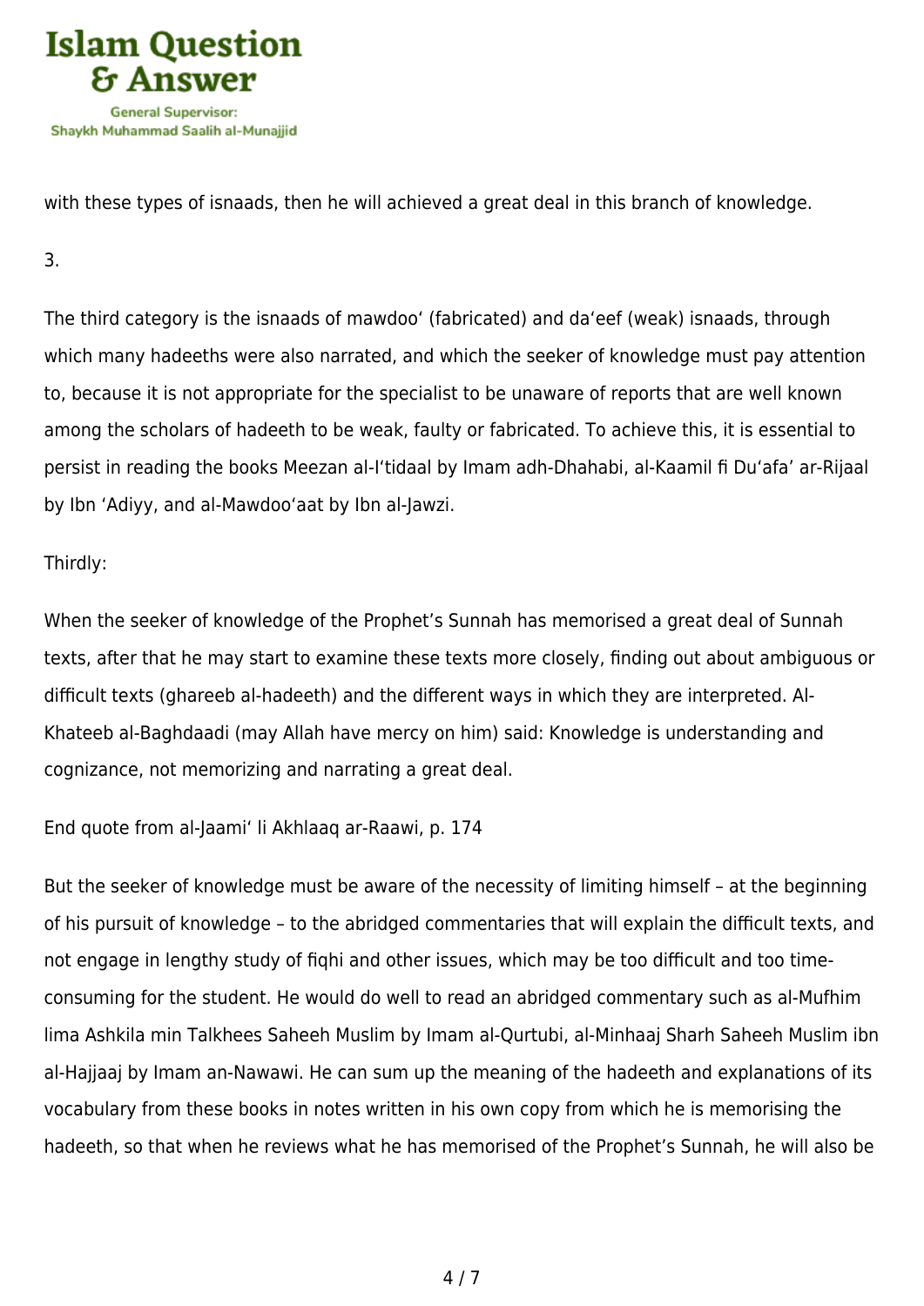with these types of isnaads, then he will achieved a great deal in this branch of knowledge.

3.

The third category is the isnaads of mawdoo‘ (fabricated) and da‘eef (weak) isnaads, through which many hadeeths were also narrated, and which the seeker of knowledge must pay attention to, because it is not appropriate for the specialist to be unaware of reports that are well known among the scholars of hadeeth to be weak, faulty or fabricated. To achieve this, it is essential to persist in reading the books Meezan al-I‘tidaal by Imam adh-Dhahabi, al-Kaamil fi Du‘afa’ ar-Rijaal by Ibn ‘Adiyy, and al-Mawdoo‘aat by Ibn al-Jawzi.

Thirdly:

When the seeker of knowledge of the Prophet’s Sunnah has memorised a great deal of Sunnah texts, after that he may start to examine these texts more closely, finding out about ambiguous or difficult texts (ghareeb al-hadeeth) and the different ways in which they are interpreted. Al-Khateeb al-Baghdaadi (may Allah have mercy on him) said: Knowledge is understanding and cognizance, not memorizing and narrating a great deal.

End quote from al-Jaami‘ li Akhlaaq ar-Raawi, p. 174

But the seeker of knowledge must be aware of the necessity of limiting himself – at the beginning of his pursuit of knowledge – to the abridged commentaries that will explain the difficult texts, and not engage in lengthy study of fiqhi and other issues, which may be too difficult and too time-consuming for the student. He would do well to read an abridged commentary such as al-Mufhim lima Ashkila min Talkhees Saheeh Muslim by Imam al-Qurtubi, al-Minhaaj Sharh Saheeh Muslim ibn al-Hajjaaj by Imam an-Nawawi. He can sum up the meaning of the hadeeth and explanations of its vocabulary from these books in notes written in his own copy from which he is memorising the hadeeth, so that when he reviews what he has memorised of the Prophet’s Sunnah, he will also be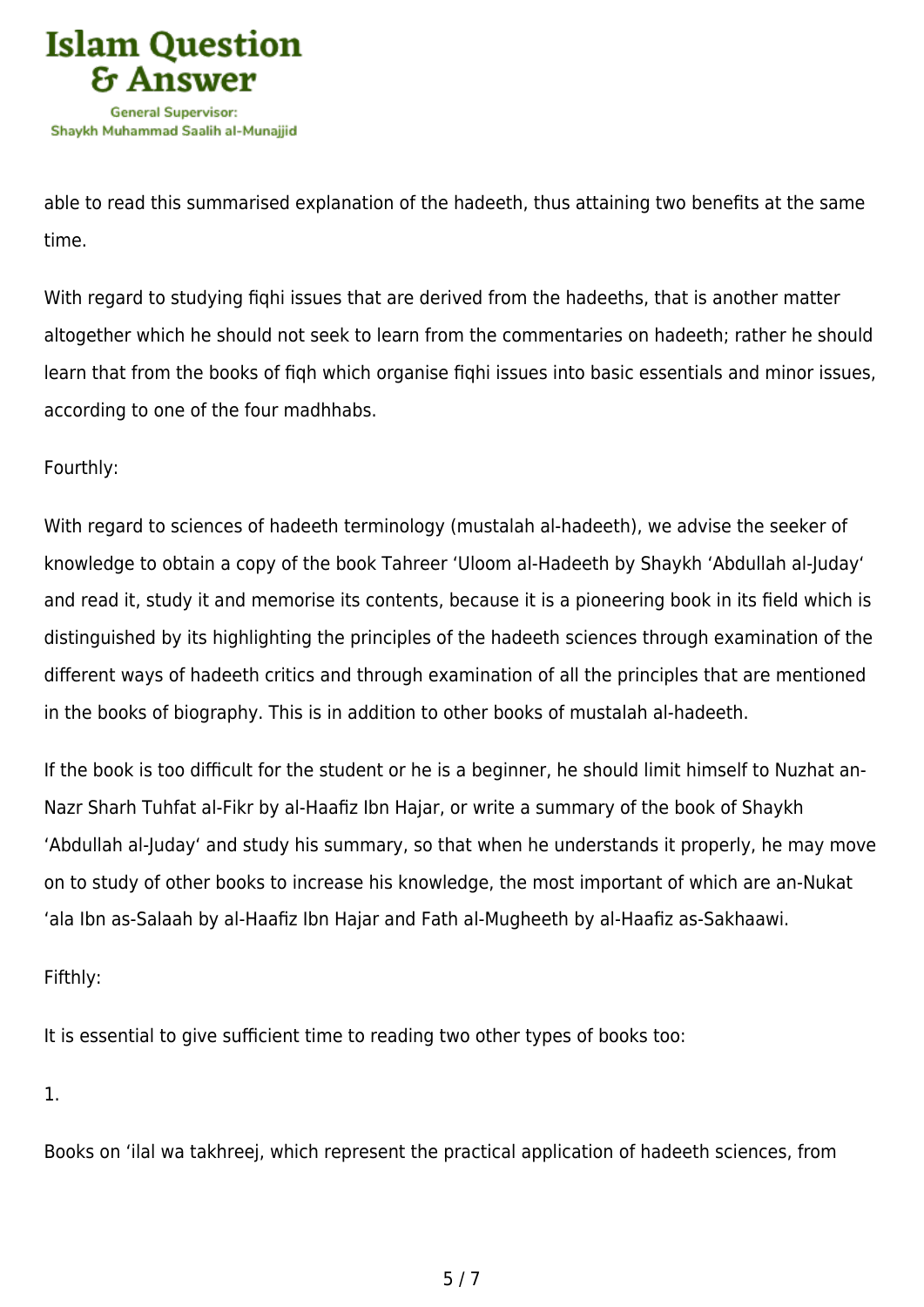able to read this summarised explanation of the hadeeth, thus attaining two benefits at the same time.

With regard to studying fiqhi issues that are derived from the hadeeths, that is another matter altogether which he should not seek to learn from the commentaries on hadeeth; rather he should learn that from the books of fiqh which organise fiqhi issues into basic essentials and minor issues, according to one of the four madhhabs.

Fourthly:

With regard to sciences of hadeeth terminology (mustalah al-hadeeth), we advise the seeker of knowledge to obtain a copy of the book Tahreer 'Uloom al-Hadeeth by Shaykh 'Abdullah al-Juday' and read it, study it and memorise its contents, because it is a pioneering book in its field which is distinguished by its highlighting the principles of the hadeeth sciences through examination of the different ways of hadeeth critics and through examination of all the principles that are mentioned in the books of biography. This is in addition to other books of mustalah al-hadeeth.

If the book is too difficult for the student or he is a beginner, he should limit himself to Nuzhat an-Nazr Sharh Tuhfat al-Fikr by al-Haafiz Ibn Hajar, or write a summary of the book of Shaykh 'Abdullah al-Juday' and study his summary, so that when he understands it properly, he may move on to study of other books to increase his knowledge, the most important of which are an-Nukat 'ala Ibn as-Salaah by al-Haafiz Ibn Hajar and Fath al-Mugheeth by al-Haafiz as-Sakhaawi.

Fifthly:

It is essential to give sufficient time to reading two other types of books too:

1.

Books on 'ilal wa takhreej, which represent the practical application of hadeeth sciences, from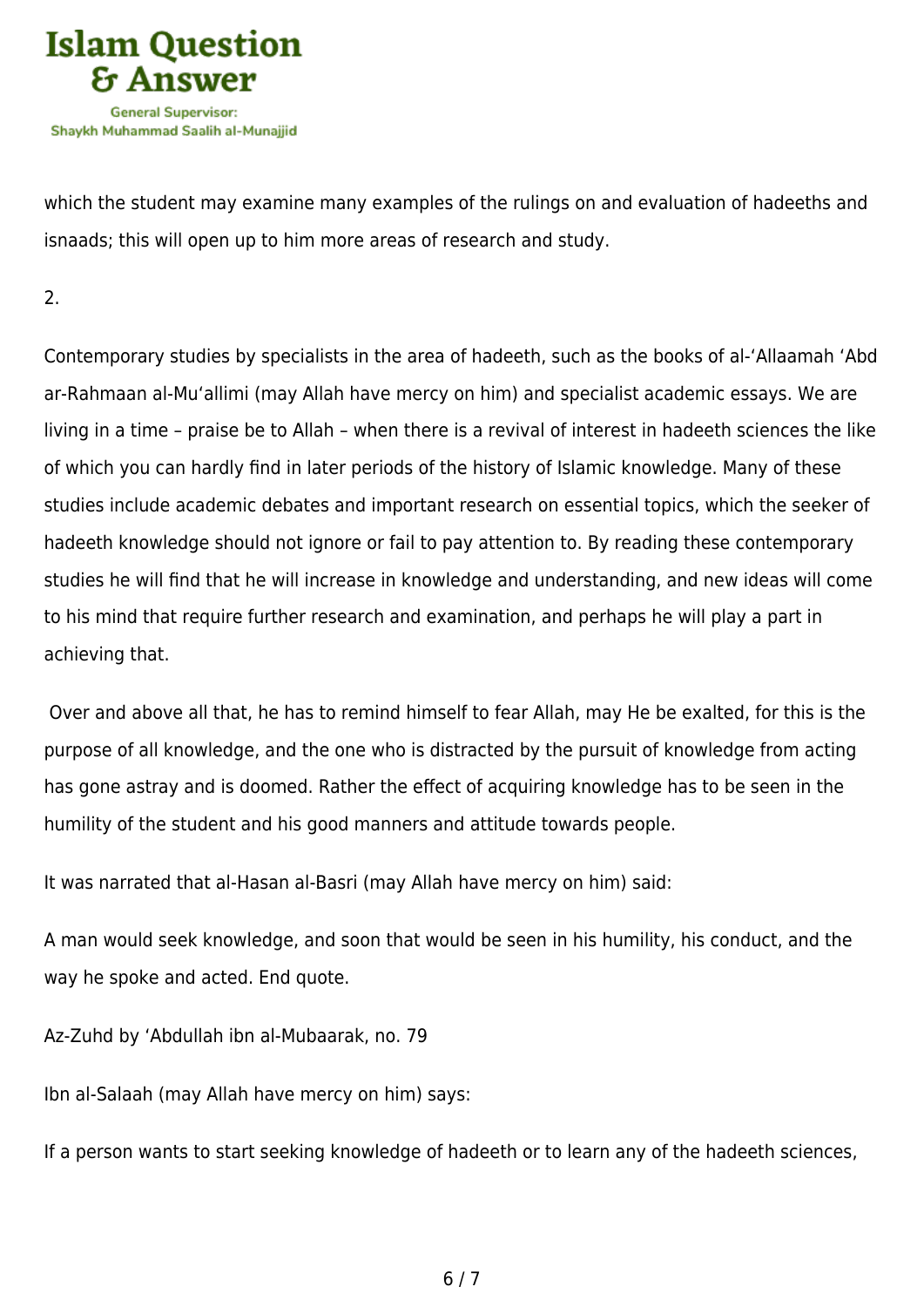which the student may examine many examples of the rulings on and evaluation of hadeeths and isnaads; this will open up to him more areas of research and study.

2.

Contemporary studies by specialists in the area of hadeeth, such as the books of al-'Allaamah 'Abd ar-Rahmaan al-Mu'allimi (may Allah have mercy on him) and specialist academic essays. We are living in a time – praise be to Allah – when there is a revival of interest in hadeeth sciences the like of which you can hardly find in later periods of the history of Islamic knowledge. Many of these studies include academic debates and important research on essential topics, which the seeker of hadeeth knowledge should not ignore or fail to pay attention to. By reading these contemporary studies he will find that he will increase in knowledge and understanding, and new ideas will come to his mind that require further research and examination, and perhaps he will play a part in achieving that.

Over and above all that, he has to remind himself to fear Allah, may He be exalted, for this is the purpose of all knowledge, and the one who is distracted by the pursuit of knowledge from acting has gone astray and is doomed. Rather the effect of acquiring knowledge has to be seen in the humility of the student and his good manners and attitude towards people.

It was narrated that al-Hasan al-Basri (may Allah have mercy on him) said:

A man would seek knowledge, and soon that would be seen in his humility, his conduct, and the way he spoke and acted. End quote.

Az-Zuhd by 'Abdullah ibn al-Mubaarak, no. 79

Ibn al-Salaah (may Allah have mercy on him) says:

If a person wants to start seeking knowledge of hadeeth or to learn any of the hadeeth sciences,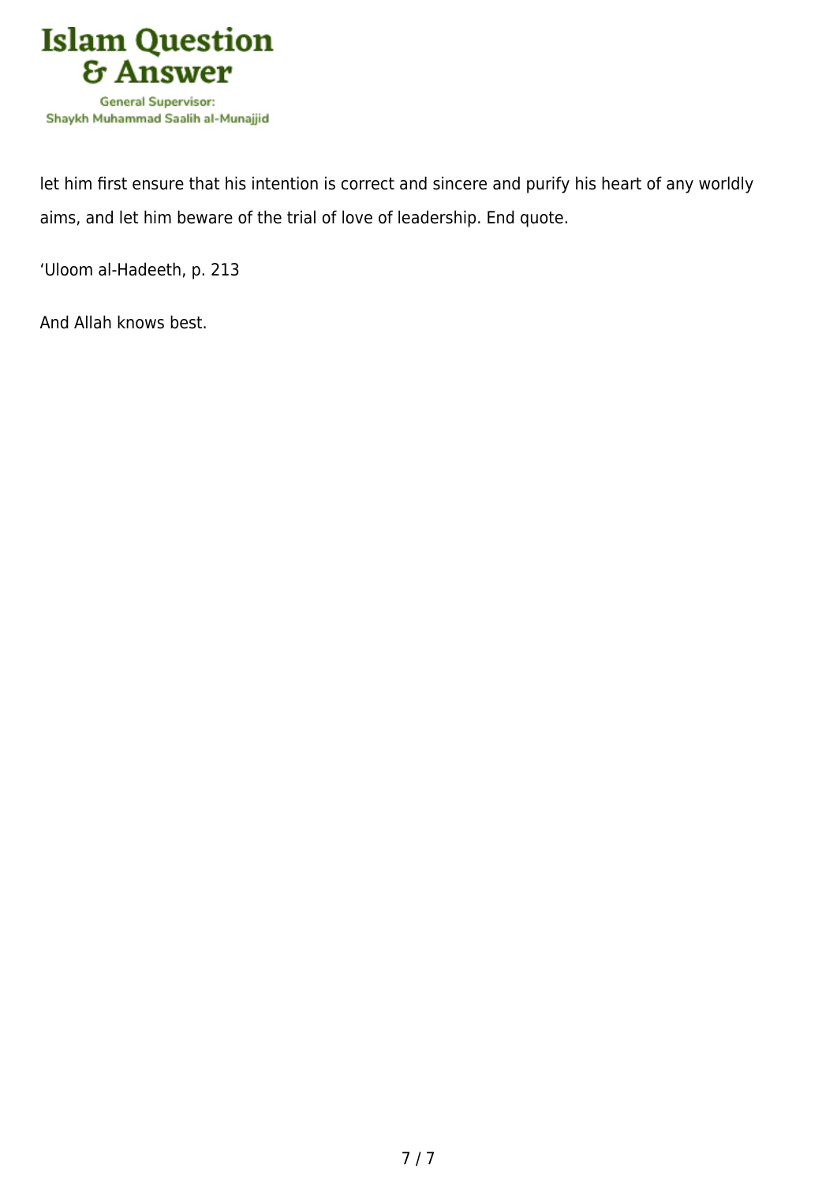let him first ensure that his intention is correct and sincere and purify his heart of any worldly aims, and let him beware of the trial of love of leadership. End quote.

'Uloom al-Hadeeth, p. 213

And Allah knows best.